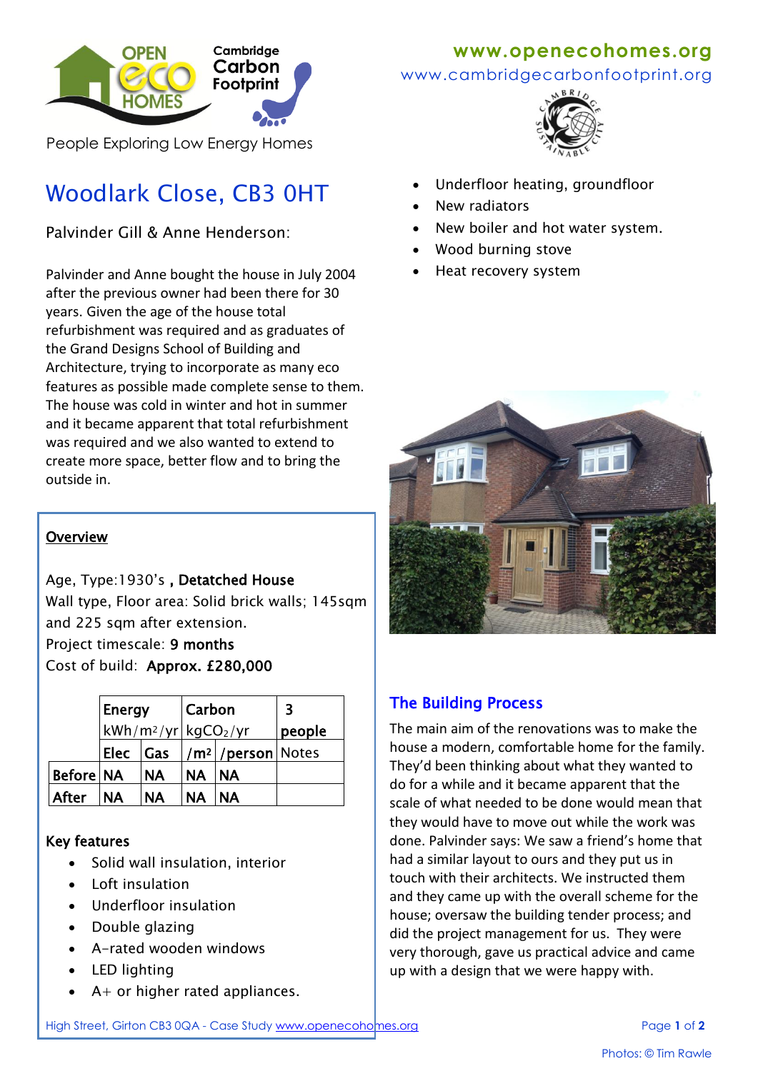OPEN eco HOMES

Cambridge Carbon Footprint

People Exploring Low Energy Homes

www.openecohomes.org

www.cambridgecarbonfootprint.org

# Woodlark Close, CB3 0HT

Palvinder Gill & Anne Henderson:

Palvinder and Anne bought the house in July 2004 after the previous owner had been there for 30 years. Given the age of the house total refurbishment was required and as graduates of the Grand Designs School of Building and Architecture, trying to incorporate as many eco features as possible made complete sense to them. The house was cold in winter and hot in summer and it became apparent that total refurbishment was required and we also wanted to extend to create more space, better flow and to bring the outside in.

## Overview

Age, Type: 1930's , **Detatched House**

Wall type, Floor area: Solid brick walls; 145sqm and 225 sqm after extension.

Project timescale: **9 months**

Cost of build: **Approx. £280,000**

| | **Energy** kWh/m²/yr | | **Carbon** $kgCO_2$/yr | | **3 people** |
|---|---|---|---|---|---|
| | **Elec** | **Gas** | /m² | /person | Notes |
| **Before** | **NA** | **NA** | **NA** | **NA** | |
| **After** | **NA** | **NA** | **NA** | **NA** | |

### Key features

- Solid wall insulation, interior
- Loft insulation
- Underfloor insulation
- Double glazing
- A-rated wooden windows
- LED lighting
- A+ or higher rated appliances.
- Underfloor heating, groundfloor
- New radiators
- New boiler and hot water system.
- Wood burning stove
- Heat recovery system

## The Building Process

The main aim of the renovations was to make the house a modern, comfortable home for the family. They'd been thinking about what they wanted to do for a while and it became apparent that the scale of what needed to be done would mean that they would have to move out while the work was done. Palvinder says: We saw a friend's home that had a similar layout to ours and they put us in touch with their architects. We instructed them and they came up with the overall scheme for the house; oversaw the building tender process; and did the project management for us. They were very thorough, gave us practical advice and came up with a design that we were happy with.

Photos: © Tim Rawle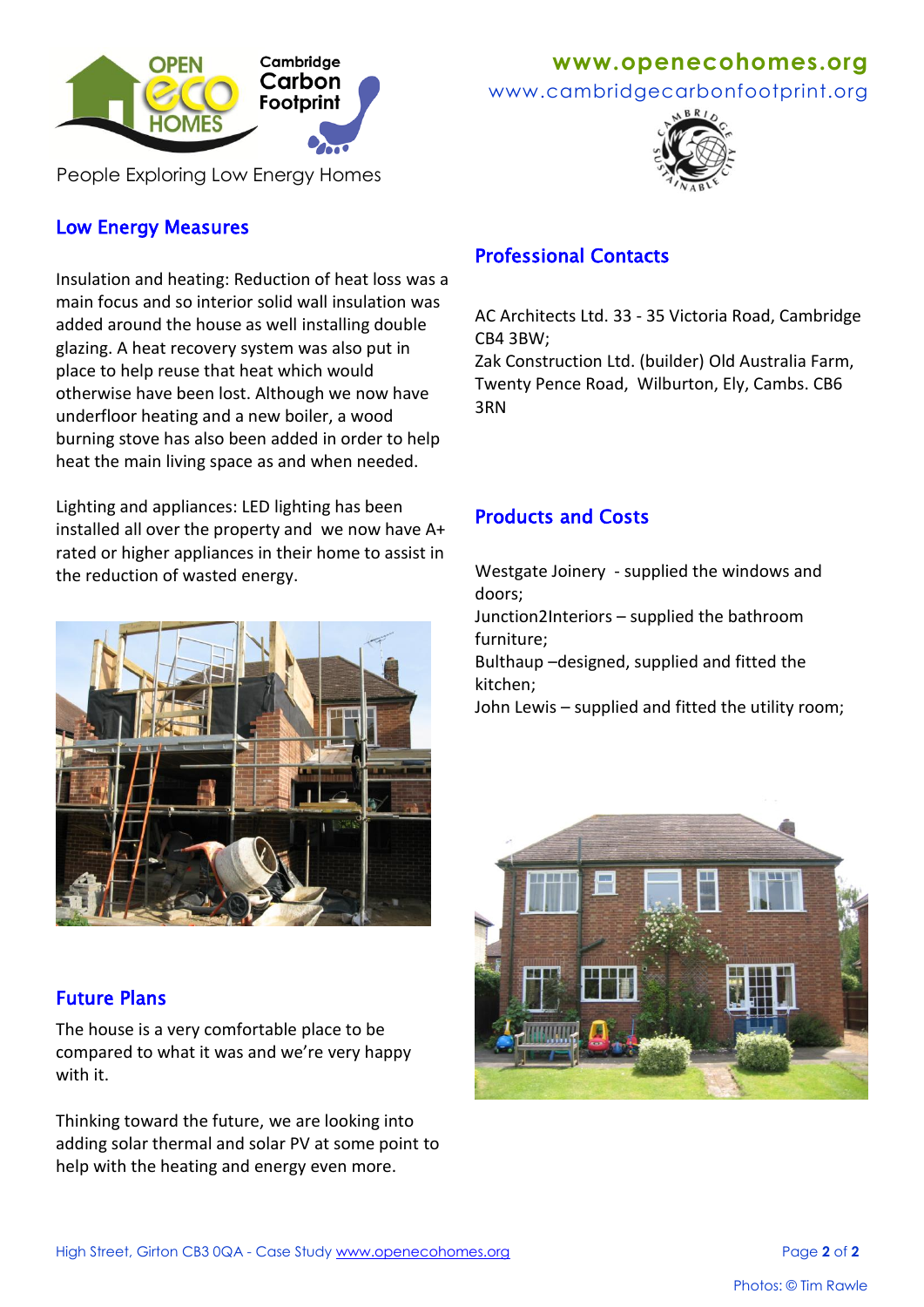People Exploring Low Energy Homes

www.openecohomes.org
www.cambridgecarbonfootprint.org

## Low Energy Measures

Insulation and heating: Reduction of heat loss was a main focus and so interior solid wall insulation was added around the house as well installing double glazing. A heat recovery system was also put in place to help reuse that heat which would otherwise have been lost. Although we now have underfloor heating and a new boiler, a wood burning stove has also been added in order to help heat the main living space as and when needed.

Lighting and appliances: LED lighting has been installed all over the property and we now have A+ rated or higher appliances in their home to assist in the reduction of wasted energy.

## Future Plans

The house is a very comfortable place to be compared to what it was and we're very happy with it.

Thinking toward the future, we are looking into adding solar thermal and solar PV at some point to help with the heating and energy even more.

## Professional Contacts

AC Architects Ltd. 33 - 35 Victoria Road, Cambridge CB4 3BW;
Zak Construction Ltd. (builder) Old Australia Farm, Twenty Pence Road, Wilburton, Ely, Cambs. CB6 3RN

## Products and Costs

Westgate Joinery - supplied the windows and doors;
Junction2Interiors – supplied the bathroom furniture;
Bulthaup –designed, supplied and fitted the kitchen;
John Lewis – supplied and fitted the utility room;

High Street, Girton CB3 0QA - Case Study www.openecohomes.org

Photos: © Tim Rawle